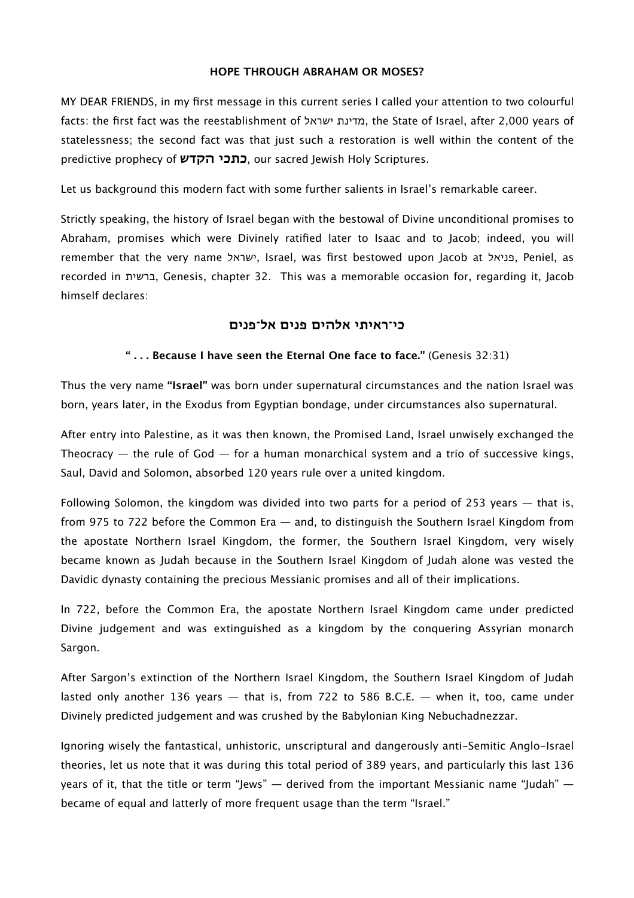# HOPE THROUGH ABRAHAM OR MOSES?

MY DEAR FRIENDS, in my first message in this current series I called your attention to two colourful facts: the first fact was the reestablishment of מדינת ישראל, the State of Israel, after 2,000 years of statelessness; the second fact was that just such a restoration is well within the content of the predictive prophecy of **כתבי הקדש**, our sacred Jewish Holy Scriptures.

Let us background this modern fact with some further salients in Israel's remarkable career.

Strictly speaking, the history of Israel began with the bestowal of Divine unconditional promises to Abraham, promises which were Divinely ratified later to Isaac and to Jacob; indeed, you will remember that the very name ישראל, Israel, was first bestowed upon Jacob at פניאל, Peniel, as recorded in ברשית, Genesis, chapter 32. This was a memorable occasion for, regarding it, Jacob himself declares:

**כי־ראיתי אלהים פנים אל־פנים**

**" . . . Because I have seen the Eternal One face to face."** (Genesis 32:31)

Thus the very name **"Israel"** was born under supernatural circumstances and the nation Israel was born, years later, in the Exodus from Egyptian bondage, under circumstances also supernatural.

After entry into Palestine, as it was then known, the Promised Land, Israel unwisely exchanged the Theocracy — the rule of God — for a human monarchical system and a trio of successive kings, Saul, David and Solomon, absorbed 120 years rule over a united kingdom.

Following Solomon, the kingdom was divided into two parts for a period of 253 years — that is, from 975 to 722 before the Common Era — and, to distinguish the Southern Israel Kingdom from the apostate Northern Israel Kingdom, the former, the Southern Israel Kingdom, very wisely became known as Judah because in the Southern Israel Kingdom of Judah alone was vested the Davidic dynasty containing the precious Messianic promises and all of their implications.

In 722, before the Common Era, the apostate Northern Israel Kingdom came under predicted Divine judgement and was extinguished as a kingdom by the conquering Assyrian monarch Sargon.

After Sargon's extinction of the Northern Israel Kingdom, the Southern Israel Kingdom of Judah lasted only another 136 years — that is, from 722 to 586 B.C.E. — when it, too, came under Divinely predicted judgement and was crushed by the Babylonian King Nebuchadnezzar.

Ignoring wisely the fantastical, unhistoric, unscriptural and dangerously anti-Semitic Anglo-Israel theories, let us note that it was during this total period of 389 years, and particularly this last 136 years of it, that the title or term "Jews" — derived from the important Messianic name "Judah" — became of equal and latterly of more frequent usage than the term "Israel."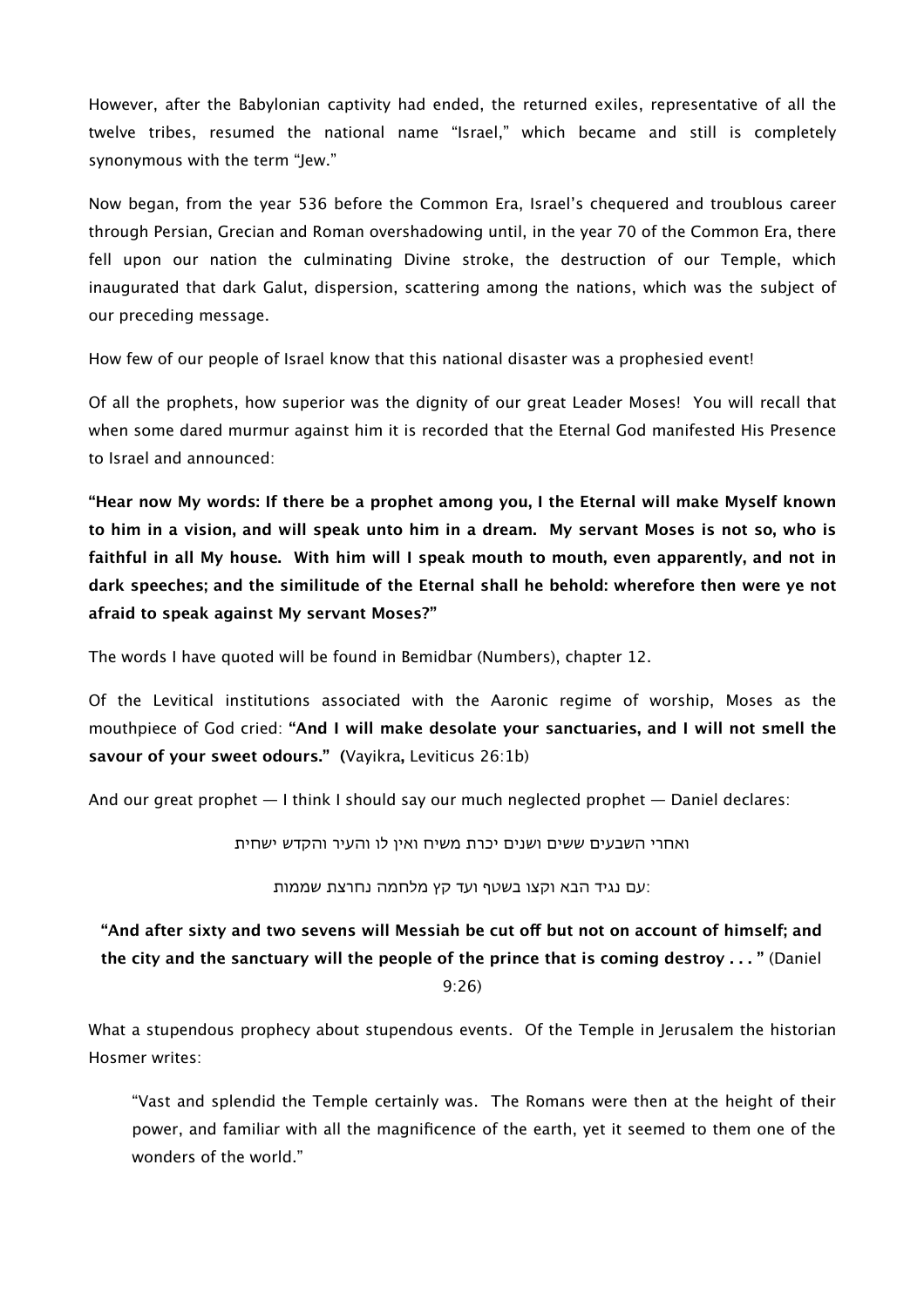However, after the Babylonian captivity had ended, the returned exiles, representative of all the twelve tribes, resumed the national name "Israel," which became and still is completely synonymous with the term "Jew."

Now began, from the year 536 before the Common Era, Israel's chequered and troublous career through Persian, Grecian and Roman overshadowing until, in the year 70 of the Common Era, there fell upon our nation the culminating Divine stroke, the destruction of our Temple, which inaugurated that dark Galut, dispersion, scattering among the nations, which was the subject of our preceding message.

How few of our people of Israel know that this national disaster was a prophesied event!

Of all the prophets, how superior was the dignity of our great Leader Moses! You will recall that when some dared murmur against him it is recorded that the Eternal God manifested His Presence to Israel and announced:

**"Hear now My words: If there be a prophet among you, I the Eternal will make Myself known to him in a vision, and will speak unto him in a dream. My servant Moses is not so, who is faithful in all My house. With him will I speak mouth to mouth, even apparently, and not in dark speeches; and the similitude of the Eternal shall he behold: wherefore then were ye not afraid to speak against My servant Moses?"**

The words I have quoted will be found in Bemidbar (Numbers), chapter 12.

Of the Levitical institutions associated with the Aaronic regime of worship, Moses as the mouthpiece of God cried: **"And I will make desolate your sanctuaries, and I will not smell the savour of your sweet odours."** (Vayikra**,** Leviticus 26:1b)

And our great prophet — I think I should say our much neglected prophet — Daniel declares:

ואחרי השבעים ששים ושנים יכרת משיח ואין לו והעיר והקדש ישחית

עם נגיד הבא וקצו בשטף ועד קץ מלחמה נחרצת שממות:

**"And after sixty and two sevens will Messiah be cut off but not on account of himself; and the city and the sanctuary will the people of the prince that is coming destroy . . . "** (Daniel 9:26)

What a stupendous prophecy about stupendous events. Of the Temple in Jerusalem the historian Hosmer writes:

> "Vast and splendid the Temple certainly was. The Romans were then at the height of their power, and familiar with all the magnificence of the earth, yet it seemed to them one of the wonders of the world."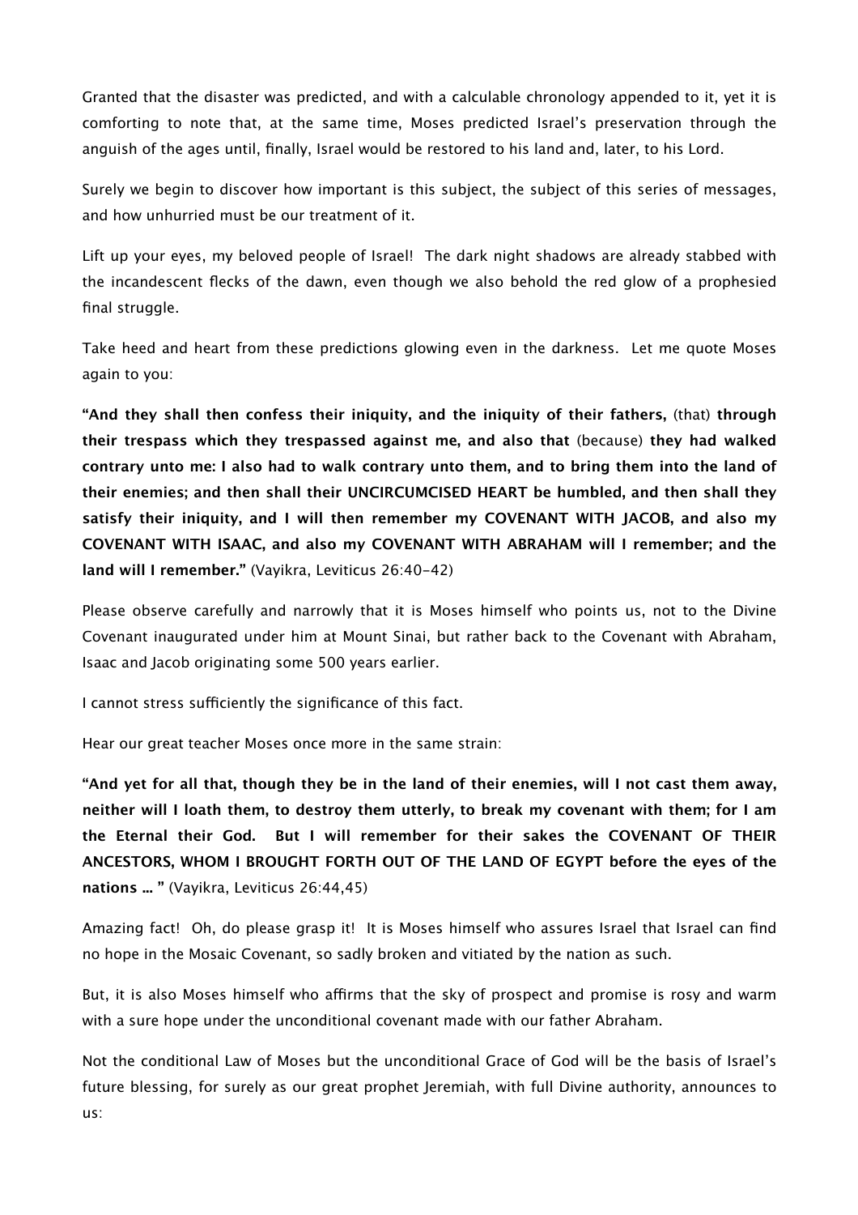Granted that the disaster was predicted, and with a calculable chronology appended to it, yet it is comforting to note that, at the same time, Moses predicted Israel's preservation through the anguish of the ages until, finally, Israel would be restored to his land and, later, to his Lord.

Surely we begin to discover how important is this subject, the subject of this series of messages, and how unhurried must be our treatment of it.

Lift up your eyes, my beloved people of Israel! The dark night shadows are already stabbed with the incandescent flecks of the dawn, even though we also behold the red glow of a prophesied final struggle.

Take heed and heart from these predictions glowing even in the darkness. Let me quote Moses again to you:

**"And they shall then confess their iniquity, and the iniquity of their fathers,** (that) **through their trespass which they trespassed against me, and also that** (because) **they had walked contrary unto me: I also had to walk contrary unto them, and to bring them into the land of their enemies; and then shall their UNCIRCUMCISED HEART be humbled, and then shall they satisfy their iniquity, and I will then remember my COVENANT WITH JACOB, and also my COVENANT WITH ISAAC, and also my COVENANT WITH ABRAHAM will I remember; and the land will I remember."** (Vayikra, Leviticus 26:40-42)

Please observe carefully and narrowly that it is Moses himself who points us, not to the Divine Covenant inaugurated under him at Mount Sinai, but rather back to the Covenant with Abraham, Isaac and Jacob originating some 500 years earlier.

I cannot stress sufficiently the significance of this fact.

Hear our great teacher Moses once more in the same strain:

**"And yet for all that, though they be in the land of their enemies, will I not cast them away, neither will I loath them, to destroy them utterly, to break my covenant with them; for I am the Eternal their God. But I will remember for their sakes the COVENANT OF THEIR ANCESTORS, WHOM I BROUGHT FORTH OUT OF THE LAND OF EGYPT before the eyes of the nations ... "** (Vayikra, Leviticus 26:44,45)

Amazing fact! Oh, do please grasp it! It is Moses himself who assures Israel that Israel can find no hope in the Mosaic Covenant, so sadly broken and vitiated by the nation as such.

But, it is also Moses himself who affirms that the sky of prospect and promise is rosy and warm with a sure hope under the unconditional covenant made with our father Abraham.

Not the conditional Law of Moses but the unconditional Grace of God will be the basis of Israel's future blessing, for surely as our great prophet Jeremiah, with full Divine authority, announces to us: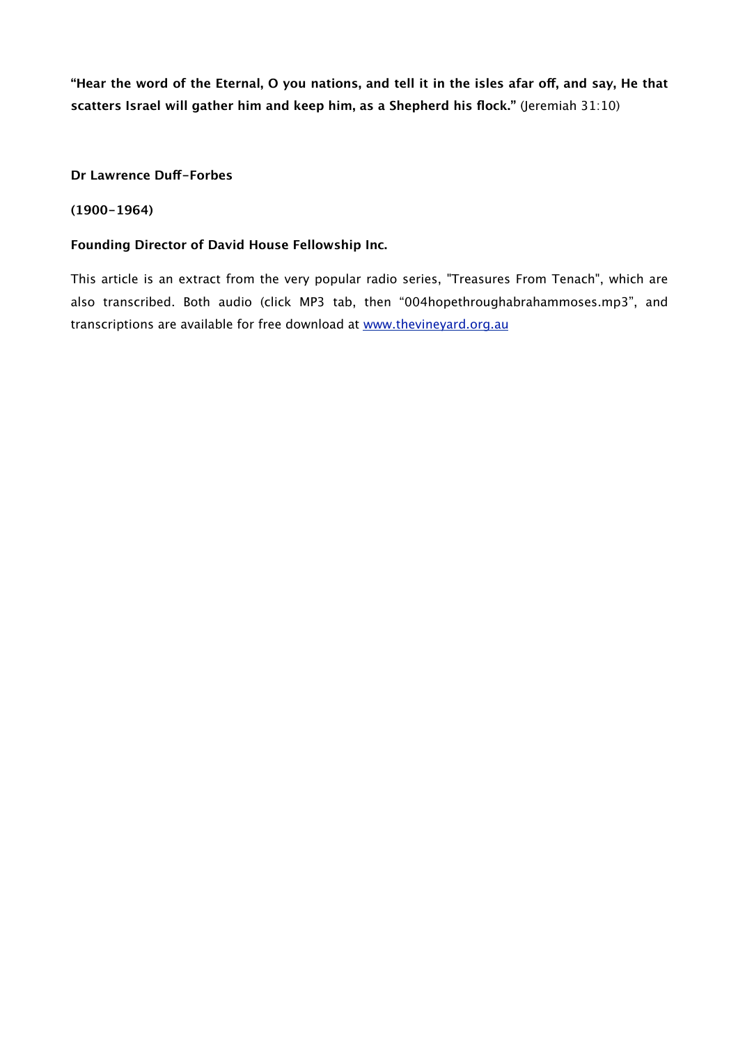**“Hear the word of the Eternal, O you nations, and tell it in the isles afar off, and say, He that scatters Israel will gather him and keep him, as a Shepherd his flock.”** (Jeremiah 31:10)

**Dr Lawrence Duff-Forbes**

**(1900-1964)**

**Founding Director of David House Fellowship Inc.**

This article is an extract from the very popular radio series, "Treasures From Tenach", which are also transcribed. Both audio (click MP3 tab, then “004hopethroughabrahammoses.mp3”, and transcriptions are available for free download at [www.thevineyard.org.au](http://www.thevineyard.org.au)